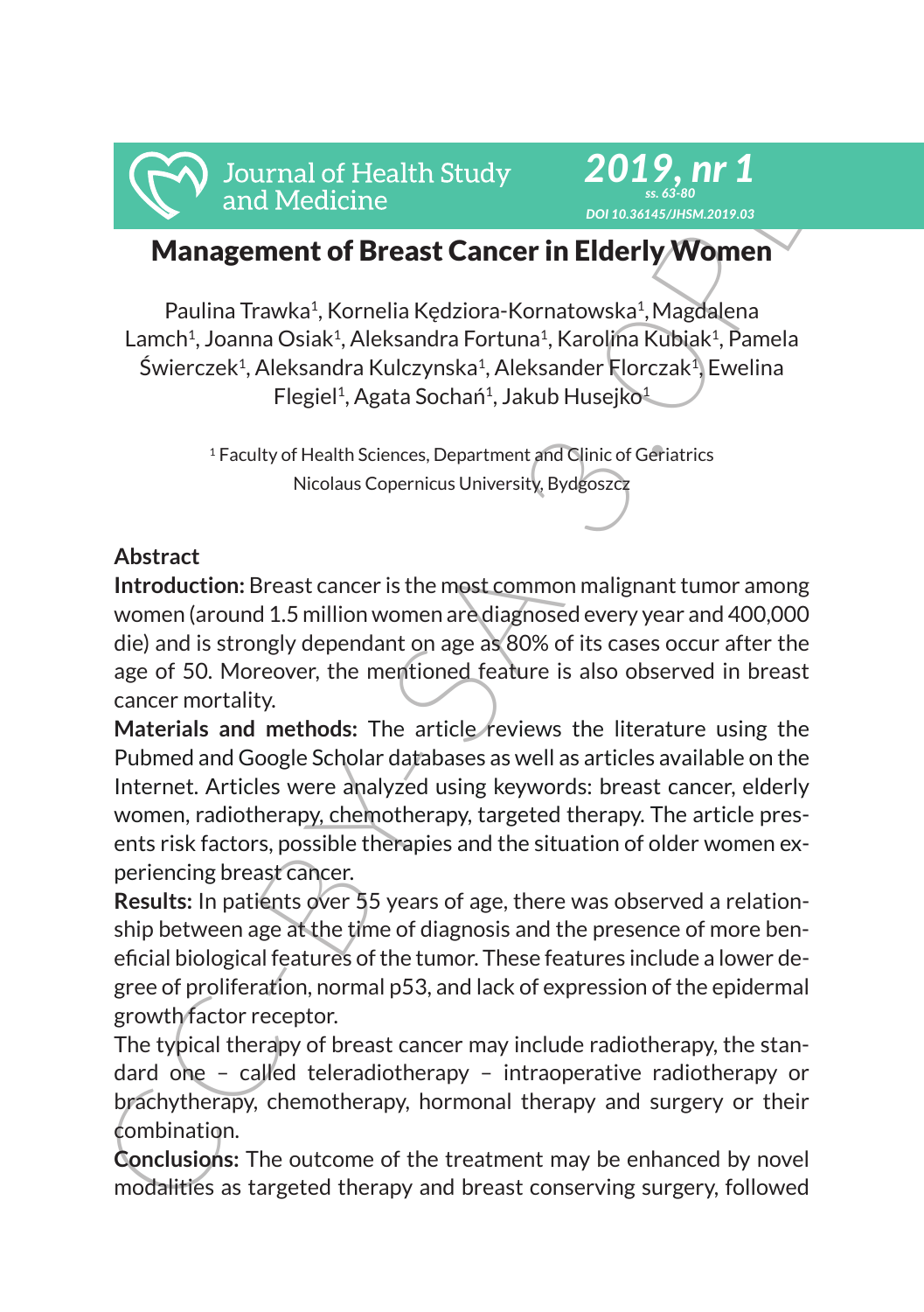# Management of Breast Cancer in Elderly Women

Paulina Trawka[1], Kornelia Kędziora-Kornatowska[1], Magdalena Lamch[1], Joanna Osiak[1], Aleksandra Fortuna[1], Karolina Kubiak[1], Pamela Świerczek[1], Aleksandra Kulczynska[1], Aleksander Florczak[1], Ewelina Flegiel[1], Agata Sochań[1], Jakub Husejko[1]

[1] Faculty of Health Sciences, Department and Clinic of Geriatrics
Nicolaus Copernicus University, Bydgoszcz

## Abstract

**Introduction:** Breast cancer is the most common malignant tumor among women (around 1.5 million women are diagnosed every year and 400,000 die) and is strongly dependant on age as 80% of its cases occur after the age of 50. Moreover, the mentioned feature is also observed in breast cancer mortality.

**Materials and methods:** The article reviews the literature using the Pubmed and Google Scholar databases as well as articles available on the Internet. Articles were analyzed using keywords: breast cancer, elderly women, radiotherapy, chemotherapy, targeted therapy. The article presents risk factors, possible therapies and the situation of older women experiencing breast cancer.

**Results:** In patients over 55 years of age, there was observed a relationship between age at the time of diagnosis and the presence of more beneficial biological features of the tumor. These features include a lower degree of proliferation, normal p53, and lack of expression of the epidermal growth factor receptor.

The typical therapy of breast cancer may include radiotherapy, the standard one – called teleradiotherapy – intraoperative radiotherapy or brachytherapy, chemotherapy, hormonal therapy and surgery or their combination.

**Conclusions:** The outcome of the treatment may be enhanced by novel modalities as targeted therapy and breast conserving surgery, followed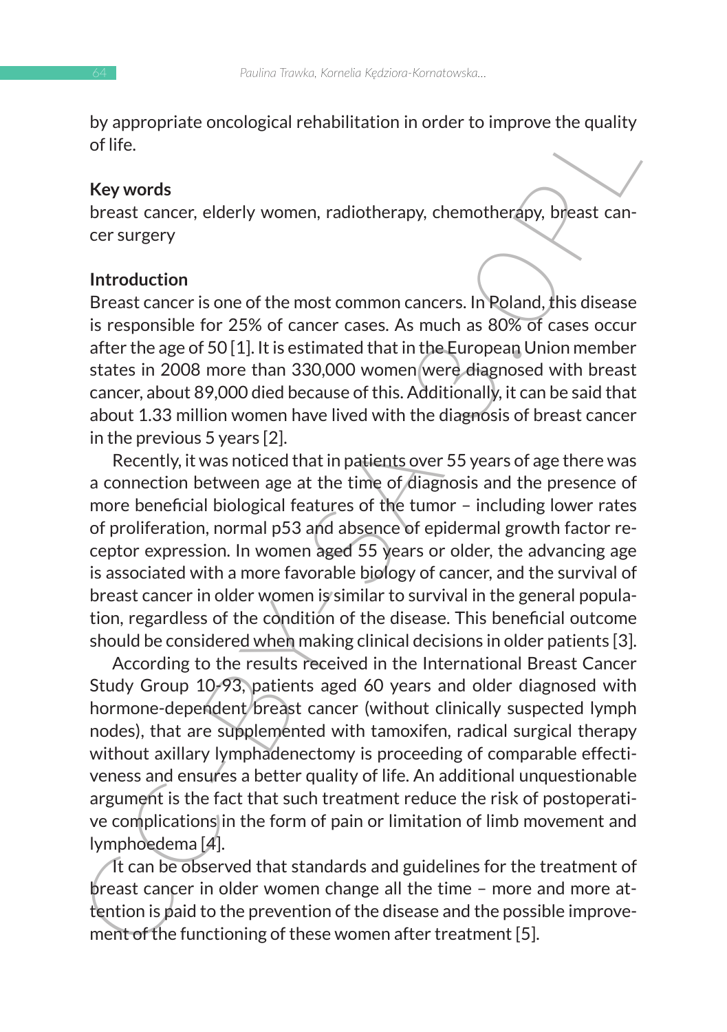by appropriate oncological rehabilitation in order to improve the quality of life.

**Key words**

breast cancer, elderly women, radiotherapy, chemotherapy, breast cancer surgery

## Introduction

Breast cancer is one of the most common cancers. In Poland, this disease is responsible for 25% of cancer cases. As much as 80% of cases occur after the age of 50 [1]. It is estimated that in the European Union member states in 2008 more than 330,000 women were diagnosed with breast cancer, about 89,000 died because of this. Additionally, it can be said that about 1.33 million women have lived with the diagnosis of breast cancer in the previous 5 years [2].

Recently, it was noticed that in patients over 55 years of age there was a connection between age at the time of diagnosis and the presence of more beneficial biological features of the tumor – including lower rates of proliferation, normal p53 and absence of epidermal growth factor receptor expression. In women aged 55 years or older, the advancing age is associated with a more favorable biology of cancer, and the survival of breast cancer in older women is similar to survival in the general population, regardless of the condition of the disease. This beneficial outcome should be considered when making clinical decisions in older patients [3].

According to the results received in the International Breast Cancer Study Group 10-93, patients aged 60 years and older diagnosed with hormone-dependent breast cancer (without clinically suspected lymph nodes), that are supplemented with tamoxifen, radical surgical therapy without axillary lymphadenectomy is proceeding of comparable effectiveness and ensures a better quality of life. An additional unquestionable argument is the fact that such treatment reduce the risk of postoperative complications in the form of pain or limitation of limb movement and lymphoedema [4].

It can be observed that standards and guidelines for the treatment of breast cancer in older women change all the time – more and more attention is paid to the prevention of the disease and the possible improvement of the functioning of these women after treatment [5].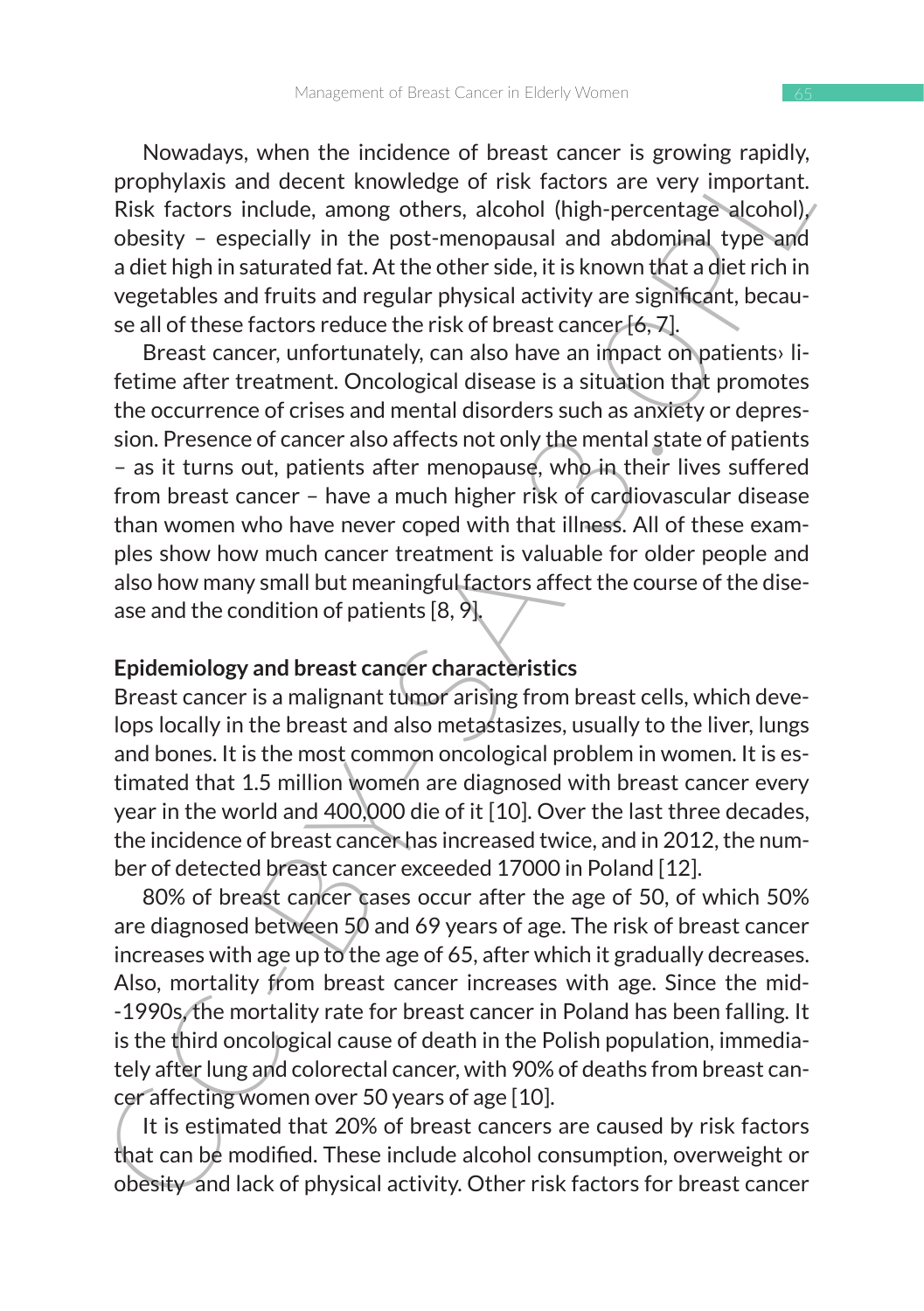Nowadays, when the incidence of breast cancer is growing rapidly, prophylaxis and decent knowledge of risk factors are very important. Risk factors include, among others, alcohol (high-percentage alcohol), obesity – especially in the post-menopausal and abdominal type and a diet high in saturated fat. At the other side, it is known that a diet rich in vegetables and fruits and regular physical activity are significant, because all of these factors reduce the risk of breast cancer [6, 7].

Breast cancer, unfortunately, can also have an impact on patients› lifetime after treatment. Oncological disease is a situation that promotes the occurrence of crises and mental disorders such as anxiety or depression. Presence of cancer also affects not only the mental state of patients – as it turns out, patients after menopause, who in their lives suffered from breast cancer – have a much higher risk of cardiovascular disease than women who have never coped with that illness. All of these examples show how much cancer treatment is valuable for older people and also how many small but meaningful factors affect the course of the disease and the condition of patients [8, 9].

**Epidemiology and breast cancer characteristics**

Breast cancer is a malignant tumor arising from breast cells, which develops locally in the breast and also metastasizes, usually to the liver, lungs and bones. It is the most common oncological problem in women. It is estimated that 1.5 million women are diagnosed with breast cancer every year in the world and 400,000 die of it [10]. Over the last three decades, the incidence of breast cancer has increased twice, and in 2012, the number of detected breast cancer exceeded 17000 in Poland [12].

80% of breast cancer cases occur after the age of 50, of which 50% are diagnosed between 50 and 69 years of age. The risk of breast cancer increases with age up to the age of 65, after which it gradually decreases. Also, mortality from breast cancer increases with age. Since the mid--1990s, the mortality rate for breast cancer in Poland has been falling. It is the third oncological cause of death in the Polish population, immediately after lung and colorectal cancer, with 90% of deaths from breast cancer affecting women over 50 years of age [10].

It is estimated that 20% of breast cancers are caused by risk factors that can be modified. These include alcohol consumption, overweight or obesity and lack of physical activity. Other risk factors for breast cancer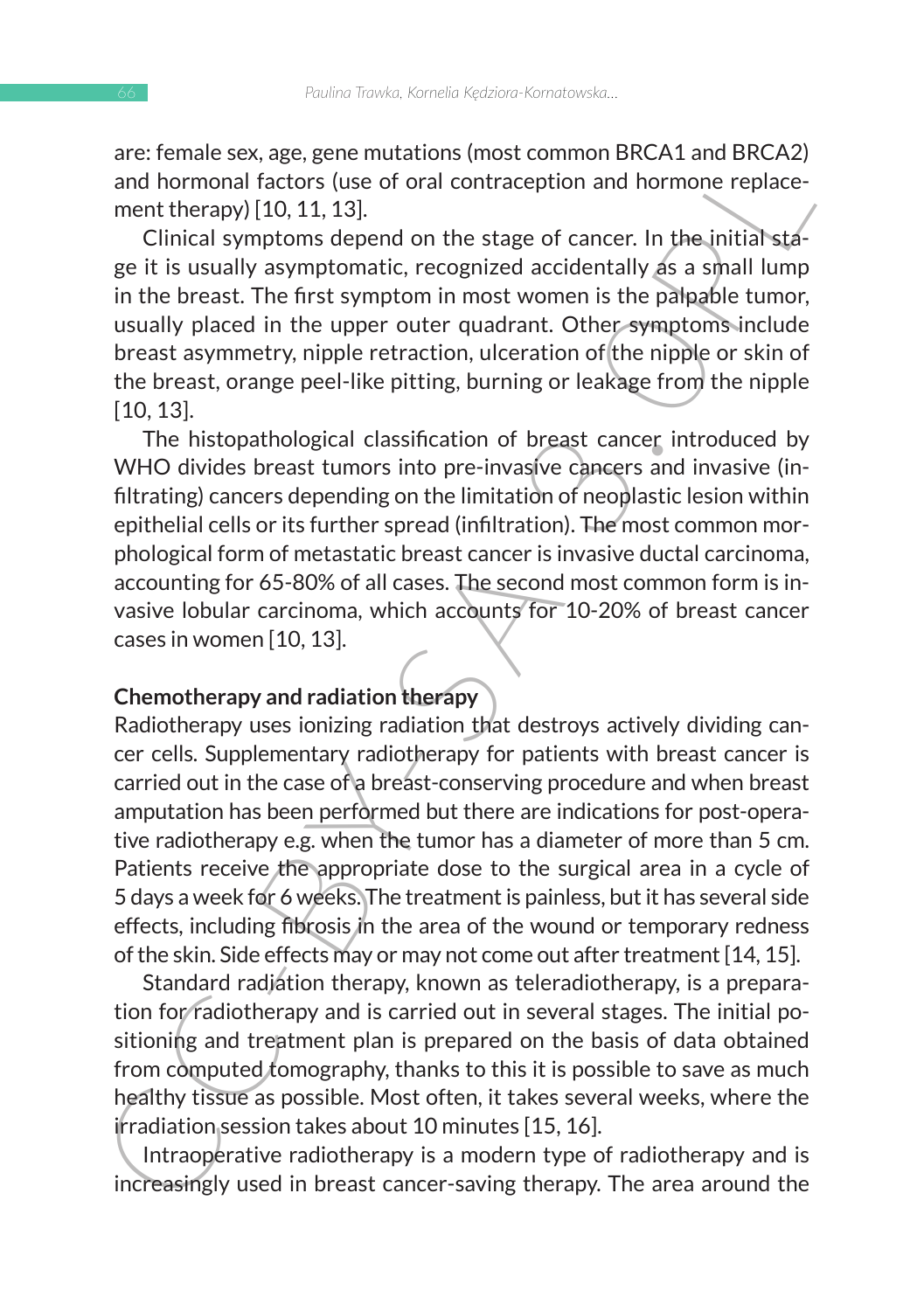are: female sex, age, gene mutations (most common BRCA1 and BRCA2) and hormonal factors (use of oral contraception and hormone replacement therapy) [10, 11, 13].

Clinical symptoms depend on the stage of cancer. In the initial stage it is usually asymptomatic, recognized accidentally as a small lump in the breast. The first symptom in most women is the palpable tumor, usually placed in the upper outer quadrant. Other symptoms include breast asymmetry, nipple retraction, ulceration of the nipple or skin of the breast, orange peel-like pitting, burning or leakage from the nipple [10, 13].

The histopathological classification of breast cancer introduced by WHO divides breast tumors into pre-invasive cancers and invasive (infiltrating) cancers depending on the limitation of neoplastic lesion within epithelial cells or its further spread (infiltration). The most common morphological form of metastatic breast cancer is invasive ductal carcinoma, accounting for 65-80% of all cases. The second most common form is invasive lobular carcinoma, which accounts for 10-20% of breast cancer cases in women [10, 13].

**Chemotherapy and radiation therapy**

Radiotherapy uses ionizing radiation that destroys actively dividing cancer cells. Supplementary radiotherapy for patients with breast cancer is carried out in the case of a breast-conserving procedure and when breast amputation has been performed but there are indications for post-operative radiotherapy e.g. when the tumor has a diameter of more than 5 cm. Patients receive the appropriate dose to the surgical area in a cycle of 5 days a week for 6 weeks. The treatment is painless, but it has several side effects, including fibrosis in the area of the wound or temporary redness of the skin. Side effects may or may not come out after treatment [14, 15].

Standard radiation therapy, known as teleradiotherapy, is a preparation for radiotherapy and is carried out in several stages. The initial positioning and treatment plan is prepared on the basis of data obtained from computed tomography, thanks to this it is possible to save as much healthy tissue as possible. Most often, it takes several weeks, where the irradiation session takes about 10 minutes [15, 16].

Intraoperative radiotherapy is a modern type of radiotherapy and is increasingly used in breast cancer-saving therapy. The area around the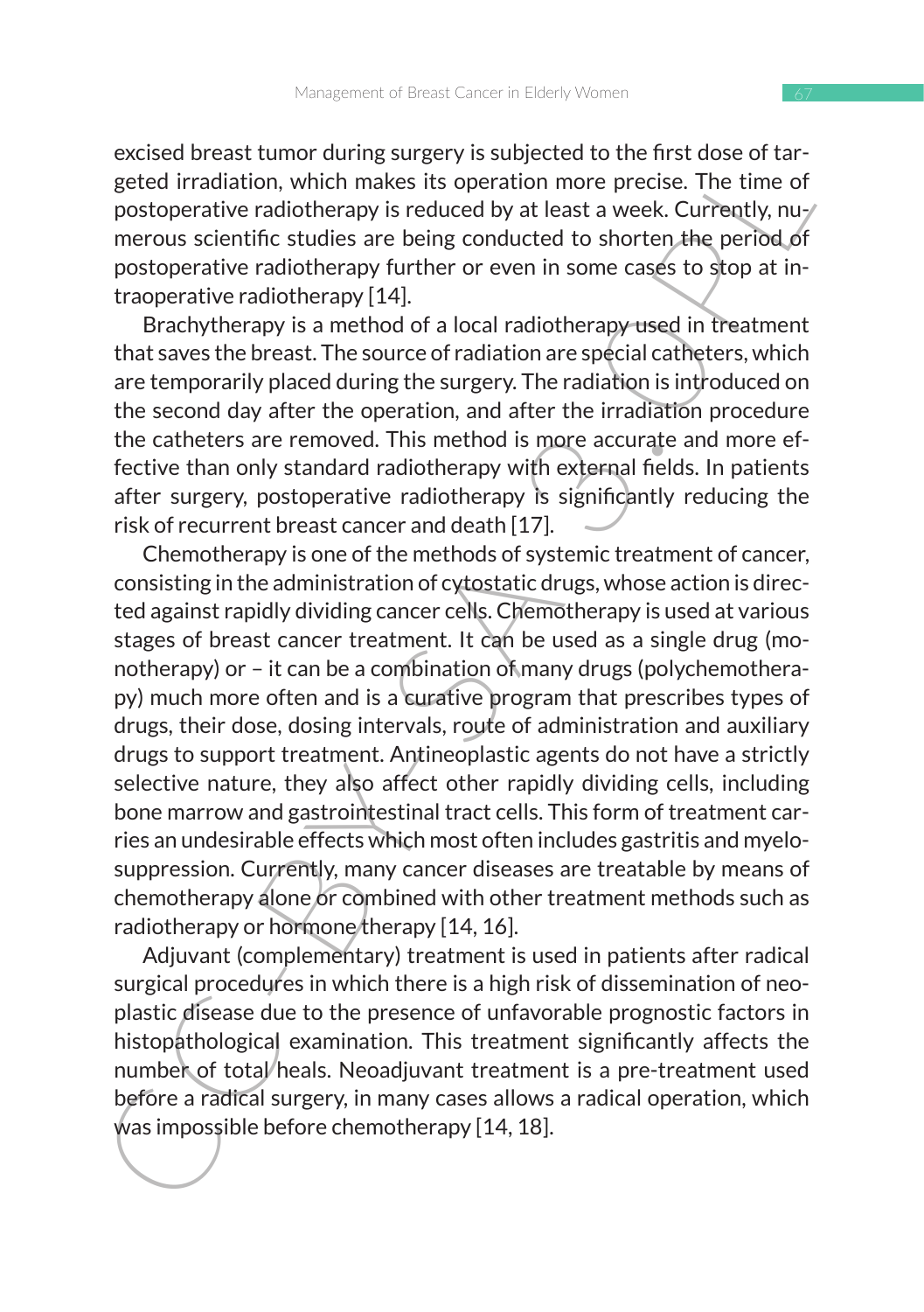excised breast tumor during surgery is subjected to the first dose of targeted irradiation, which makes its operation more precise. The time of postoperative radiotherapy is reduced by at least a week. Currently, numerous scientific studies are being conducted to shorten the period of postoperative radiotherapy further or even in some cases to stop at intraoperative radiotherapy [14].

Brachytherapy is a method of a local radiotherapy used in treatment that saves the breast. The source of radiation are special catheters, which are temporarily placed during the surgery. The radiation is introduced on the second day after the operation, and after the irradiation procedure the catheters are removed. This method is more accurate and more effective than only standard radiotherapy with external fields. In patients after surgery, postoperative radiotherapy is significantly reducing the risk of recurrent breast cancer and death [17].

Chemotherapy is one of the methods of systemic treatment of cancer, consisting in the administration of cytostatic drugs, whose action is directed against rapidly dividing cancer cells. Chemotherapy is used at various stages of breast cancer treatment. It can be used as a single drug (monotherapy) or – it can be a combination of many drugs (polychemotherapy) much more often and is a curative program that prescribes types of drugs, their dose, dosing intervals, route of administration and auxiliary drugs to support treatment. Antineoplastic agents do not have a strictly selective nature, they also affect other rapidly dividing cells, including bone marrow and gastrointestinal tract cells. This form of treatment carries an undesirable effects which most often includes gastritis and myelosuppression. Currently, many cancer diseases are treatable by means of chemotherapy alone or combined with other treatment methods such as radiotherapy or hormone therapy [14, 16].

Adjuvant (complementary) treatment is used in patients after radical surgical procedures in which there is a high risk of dissemination of neoplastic disease due to the presence of unfavorable prognostic factors in histopathological examination. This treatment significantly affects the number of total heals. Neoadjuvant treatment is a pre-treatment used before a radical surgery, in many cases allows a radical operation, which was impossible before chemotherapy [14, 18].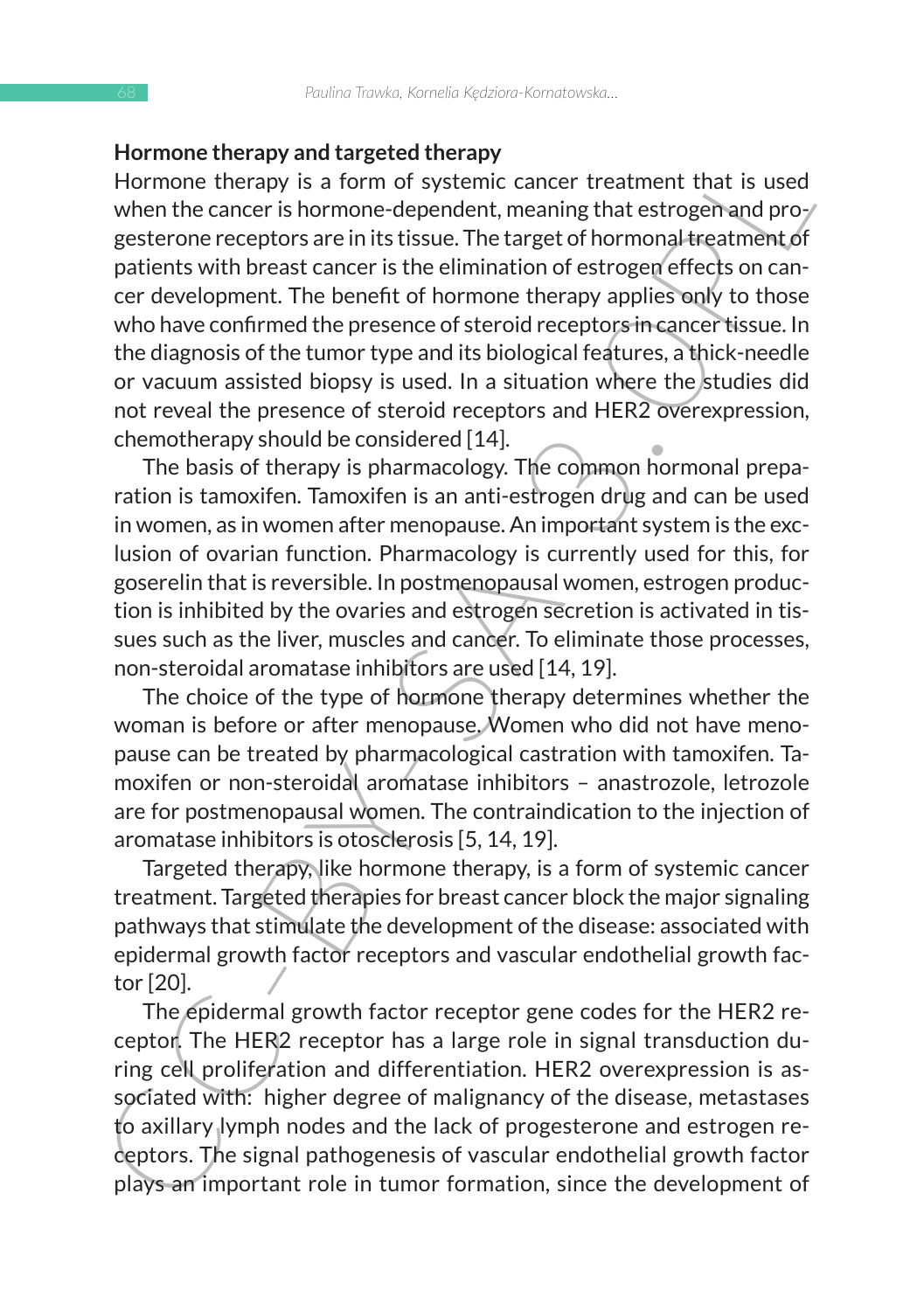### Hormone therapy and targeted therapy

Hormone therapy is a form of systemic cancer treatment that is used when the cancer is hormone-dependent, meaning that estrogen and progesterone receptors are in its tissue. The target of hormonal treatment of patients with breast cancer is the elimination of estrogen effects on cancer development. The benefit of hormone therapy applies only to those who have confirmed the presence of steroid receptors in cancer tissue. In the diagnosis of the tumor type and its biological features, a thick-needle or vacuum assisted biopsy is used. In a situation where the studies did not reveal the presence of steroid receptors and HER2 overexpression, chemotherapy should be considered [14].

The basis of therapy is pharmacology. The common hormonal preparation is tamoxifen. Tamoxifen is an anti-estrogen drug and can be used in women, as in women after menopause. An important system is the exclusion of ovarian function. Pharmacology is currently used for this, for goserelin that is reversible. In postmenopausal women, estrogen production is inhibited by the ovaries and estrogen secretion is activated in tissues such as the liver, muscles and cancer. To eliminate those processes, non-steroidal aromatase inhibitors are used [14, 19].

The choice of the type of hormone therapy determines whether the woman is before or after menopause. Women who did not have menopause can be treated by pharmacological castration with tamoxifen. Tamoxifen or non-steroidal aromatase inhibitors – anastrozole, letrozole are for postmenopausal women. The contraindication to the injection of aromatase inhibitors is otosclerosis [5, 14, 19].

Targeted therapy, like hormone therapy, is a form of systemic cancer treatment. Targeted therapies for breast cancer block the major signaling pathways that stimulate the development of the disease: associated with epidermal growth factor receptors and vascular endothelial growth factor [20].

The epidermal growth factor receptor gene codes for the HER2 receptor. The HER2 receptor has a large role in signal transduction during cell proliferation and differentiation. HER2 overexpression is associated with: higher degree of malignancy of the disease, metastases to axillary lymph nodes and the lack of progesterone and estrogen receptors. The signal pathogenesis of vascular endothelial growth factor plays an important role in tumor formation, since the development of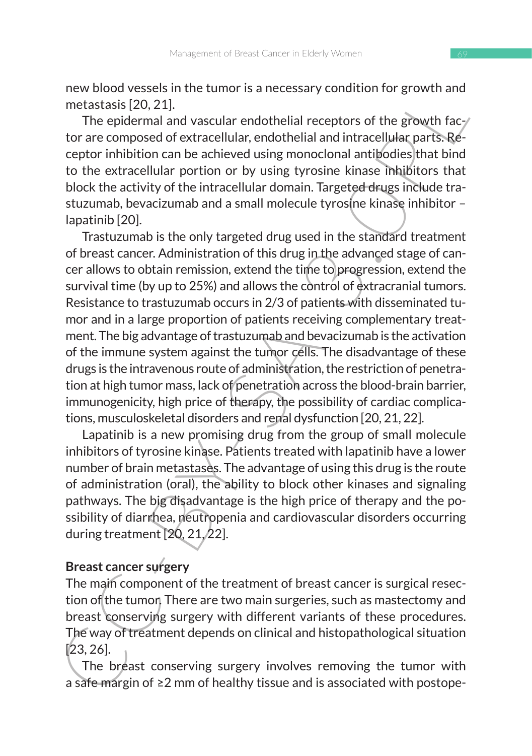new blood vessels in the tumor is a necessary condition for growth and metastasis [20, 21].

The epidermal and vascular endothelial receptors of the growth factor are composed of extracellular, endothelial and intracellular parts. Receptor inhibition can be achieved using monoclonal antibodies that bind to the extracellular portion or by using tyrosine kinase inhibitors that block the activity of the intracellular domain. Targeted drugs include trastuzumab, bevacizumab and a small molecule tyrosine kinase inhibitor – lapatinib [20].

Trastuzumab is the only targeted drug used in the standard treatment of breast cancer. Administration of this drug in the advanced stage of cancer allows to obtain remission, extend the time to progression, extend the survival time (by up to 25%) and allows the control of extracranial tumors. Resistance to trastuzumab occurs in 2/3 of patients with disseminated tumor and in a large proportion of patients receiving complementary treatment. The big advantage of trastuzumab and bevacizumab is the activation of the immune system against the tumor cells. The disadvantage of these drugs is the intravenous route of administration, the restriction of penetration at high tumor mass, lack of penetration across the blood-brain barrier, immunogenicity, high price of therapy, the possibility of cardiac complications, musculoskeletal disorders and renal dysfunction [20, 21, 22].

Lapatinib is a new promising drug from the group of small molecule inhibitors of tyrosine kinase. Patients treated with lapatinib have a lower number of brain metastases. The advantage of using this drug is the route of administration (oral), the ability to block other kinases and signaling pathways. The big disadvantage is the high price of therapy and the possibility of diarrhea, neutropenia and cardiovascular disorders occurring during treatment [20, 21, 22].

**Breast cancer surgery**

The main component of the treatment of breast cancer is surgical resection of the tumor. There are two main surgeries, such as mastectomy and breast conserving surgery with different variants of these procedures. The way of treatment depends on clinical and histopathological situation [23, 26].

The breast conserving surgery involves removing the tumor with a safe margin of ≥2 mm of healthy tissue and is associated with postope-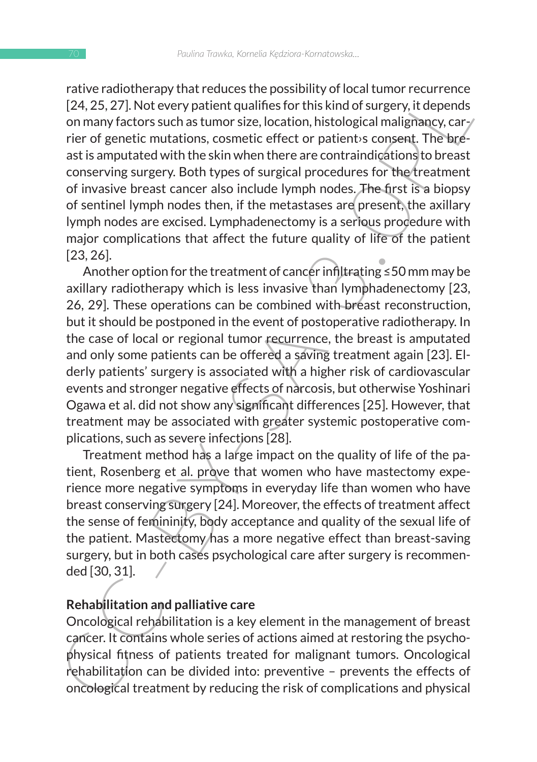rative radiotherapy that reduces the possibility of local tumor recurrence [24, 25, 27]. Not every patient qualifies for this kind of surgery, it depends on many factors such as tumor size, location, histological malignancy, carrier of genetic mutations, cosmetic effect or patient›s consent. The breast is amputated with the skin when there are contraindications to breast conserving surgery. Both types of surgical procedures for the treatment of invasive breast cancer also include lymph nodes. The first is a biopsy of sentinel lymph nodes then, if the metastases are present, the axillary lymph nodes are excised. Lymphadenectomy is a serious procedure with major complications that affect the future quality of life of the patient [23, 26].

Another option for the treatment of cancer infiltrating ≤50 mm may be axillary radiotherapy which is less invasive than lymphadenectomy [23, 26, 29]. These operations can be combined with breast reconstruction, but it should be postponed in the event of postoperative radiotherapy. In the case of local or regional tumor recurrence, the breast is amputated and only some patients can be offered a saving treatment again [23]. Elderly patients' surgery is associated with a higher risk of cardiovascular events and stronger negative effects of narcosis, but otherwise Yoshinari Ogawa et al. did not show any significant differences [25]. However, that treatment may be associated with greater systemic postoperative complications, such as severe infections [28].

Treatment method has a large impact on the quality of life of the patient, Rosenberg et al. prove that women who have mastectomy experience more negative symptoms in everyday life than women who have breast conserving surgery [24]. Moreover, the effects of treatment affect the sense of femininity, body acceptance and quality of the sexual life of the patient. Mastectomy has a more negative effect than breast-saving surgery, but in both cases psychological care after surgery is recommended [30, 31].

## Rehabilitation and palliative care

Oncological rehabilitation is a key element in the management of breast cancer. It contains whole series of actions aimed at restoring the psychophysical fitness of patients treated for malignant tumors. Oncological rehabilitation can be divided into: preventive – prevents the effects of oncological treatment by reducing the risk of complications and physical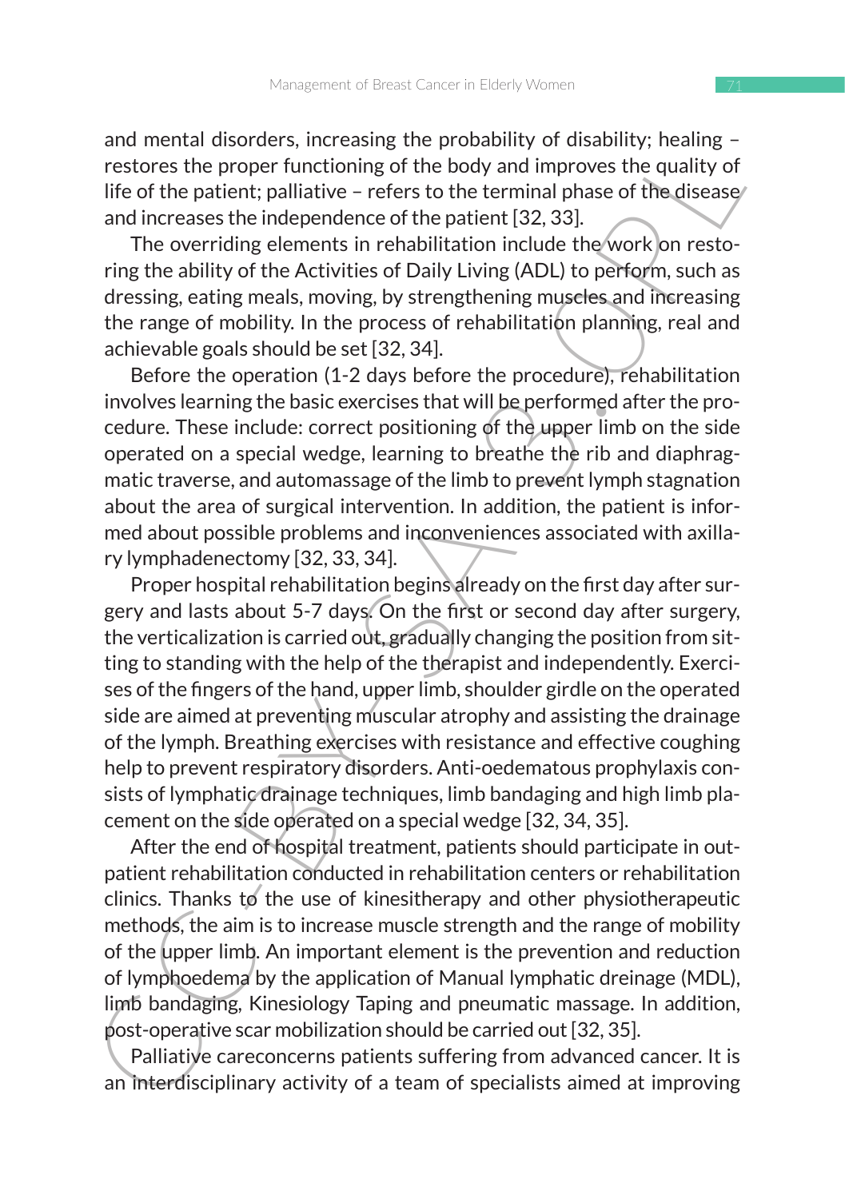and mental disorders, increasing the probability of disability; healing – restores the proper functioning of the body and improves the quality of life of the patient; palliative – refers to the terminal phase of the disease and increases the independence of the patient [32, 33].

The overriding elements in rehabilitation include the work on restoring the ability of the Activities of Daily Living (ADL) to perform, such as dressing, eating meals, moving, by strengthening muscles and increasing the range of mobility. In the process of rehabilitation planning, real and achievable goals should be set [32, 34].

Before the operation (1-2 days before the procedure), rehabilitation involves learning the basic exercises that will be performed after the procedure. These include: correct positioning of the upper limb on the side operated on a special wedge, learning to breathe the rib and diaphragmatic traverse, and automassage of the limb to prevent lymph stagnation about the area of surgical intervention. In addition, the patient is informed about possible problems and inconveniences associated with axillary lymphadenectomy [32, 33, 34].

Proper hospital rehabilitation begins already on the first day after surgery and lasts about 5-7 days. On the first or second day after surgery, the verticalization is carried out, gradually changing the position from sitting to standing with the help of the therapist and independently. Exercises of the fingers of the hand, upper limb, shoulder girdle on the operated side are aimed at preventing muscular atrophy and assisting the drainage of the lymph. Breathing exercises with resistance and effective coughing help to prevent respiratory disorders. Anti-oedematous prophylaxis consists of lymphatic drainage techniques, limb bandaging and high limb placement on the side operated on a special wedge [32, 34, 35].

After the end of hospital treatment, patients should participate in outpatient rehabilitation conducted in rehabilitation centers or rehabilitation clinics. Thanks to the use of kinesitherapy and other physiotherapeutic methods, the aim is to increase muscle strength and the range of mobility of the upper limb. An important element is the prevention and reduction of lymphoedema by the application of Manual lymphatic dreinage (MDL), limb bandaging, Kinesiology Taping and pneumatic massage. In addition, post-operative scar mobilization should be carried out [32, 35].

Palliative careconcerns patients suffering from advanced cancer. It is an interdisciplinary activity of a team of specialists aimed at improving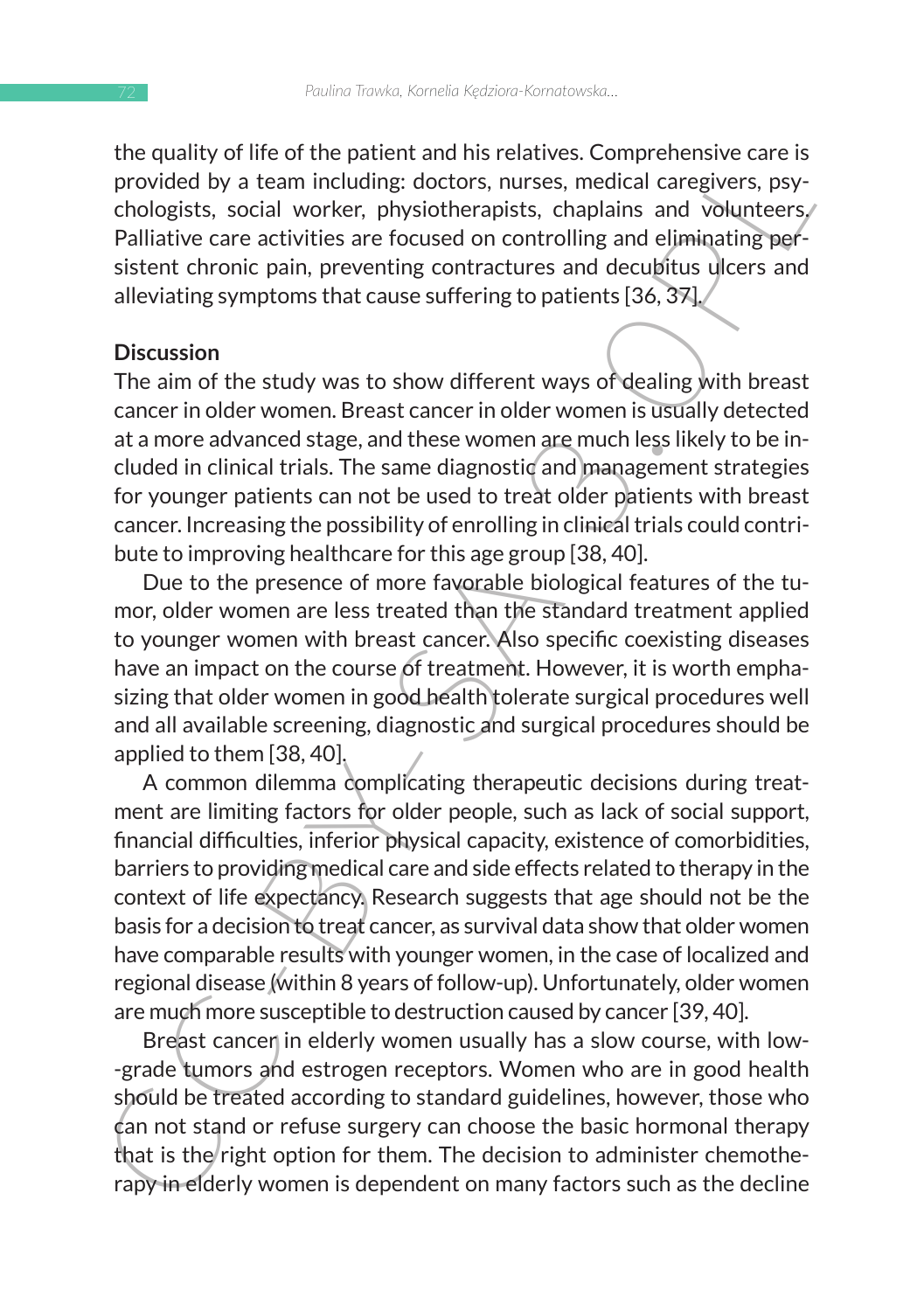the quality of life of the patient and his relatives. Comprehensive care is provided by a team including: doctors, nurses, medical caregivers, psychologists, social worker, physiotherapists, chaplains and volunteers. Palliative care activities are focused on controlling and eliminating persistent chronic pain, preventing contractures and decubitus ulcers and alleviating symptoms that cause suffering to patients [36, 37].

## Discussion

The aim of the study was to show different ways of dealing with breast cancer in older women. Breast cancer in older women is usually detected at a more advanced stage, and these women are much less likely to be included in clinical trials. The same diagnostic and management strategies for younger patients can not be used to treat older patients with breast cancer. Increasing the possibility of enrolling in clinical trials could contribute to improving healthcare for this age group [38, 40].

Due to the presence of more favorable biological features of the tumor, older women are less treated than the standard treatment applied to younger women with breast cancer. Also specific coexisting diseases have an impact on the course of treatment. However, it is worth emphasizing that older women in good health tolerate surgical procedures well and all available screening, diagnostic and surgical procedures should be applied to them [38, 40].

A common dilemma complicating therapeutic decisions during treatment are limiting factors for older people, such as lack of social support, financial difficulties, inferior physical capacity, existence of comorbidities, barriers to providing medical care and side effects related to therapy in the context of life expectancy. Research suggests that age should not be the basis for a decision to treat cancer, as survival data show that older women have comparable results with younger women, in the case of localized and regional disease (within 8 years of follow-up). Unfortunately, older women are much more susceptible to destruction caused by cancer [39, 40].

Breast cancer in elderly women usually has a slow course, with low-grade tumors and estrogen receptors. Women who are in good health should be treated according to standard guidelines, however, those who can not stand or refuse surgery can choose the basic hormonal therapy that is the right option for them. The decision to administer chemotherapy in elderly women is dependent on many factors such as the decline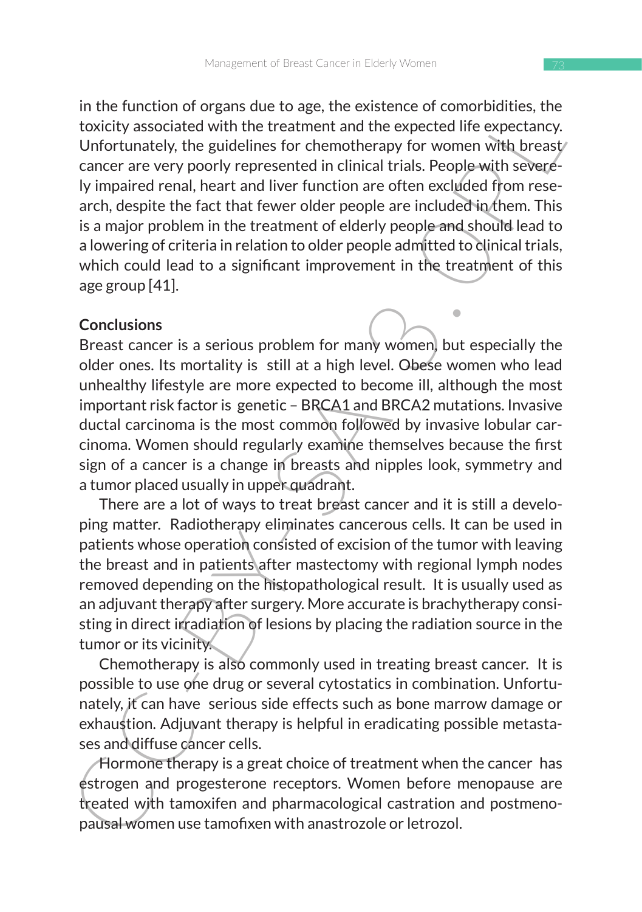in the function of organs due to age, the existence of comorbidities, the toxicity associated with the treatment and the expected life expectancy. Unfortunately, the guidelines for chemotherapy for women with breast cancer are very poorly represented in clinical trials. People with severely impaired renal, heart and liver function are often excluded from research, despite the fact that fewer older people are included in them. This is a major problem in the treatment of elderly people and should lead to a lowering of criteria in relation to older people admitted to clinical trials, which could lead to a significant improvement in the treatment of this age group [41].

**Conclusions**

Breast cancer is a serious problem for many women, but especially the older ones. Its mortality is still at a high level. Obese women who lead unhealthy lifestyle are more expected to become ill, although the most important risk factor is genetic – BRCA1 and BRCA2 mutations. Invasive ductal carcinoma is the most common followed by invasive lobular carcinoma. Women should regularly examine themselves because the first sign of a cancer is a change in breasts and nipples look, symmetry and a tumor placed usually in upper quadrant.

There are a lot of ways to treat breast cancer and it is still a developing matter. Radiotherapy eliminates cancerous cells. It can be used in patients whose operation consisted of excision of the tumor with leaving the breast and in patients after mastectomy with regional lymph nodes removed depending on the histopathological result. It is usually used as an adjuvant therapy after surgery. More accurate is brachytherapy consisting in direct irradiation of lesions by placing the radiation source in the tumor or its vicinity.

Chemotherapy is also commonly used in treating breast cancer. It is possible to use one drug or several cytostatics in combination. Unfortunately, it can have serious side effects such as bone marrow damage or exhaustion. Adjuvant therapy is helpful in eradicating possible metastases and diffuse cancer cells.

Hormone therapy is a great choice of treatment when the cancer has estrogen and progesterone receptors. Women before menopause are treated with tamoxifen and pharmacological castration and postmenopausal women use tamofixen with anastrozole or letrozol.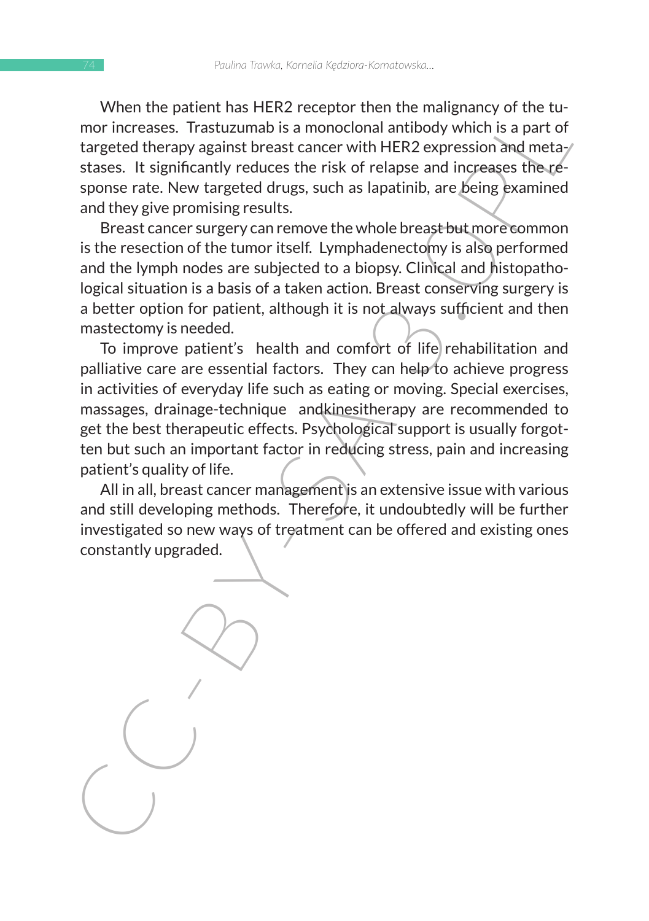When the patient has HER2 receptor then the malignancy of the tumor increases. Trastuzumab is a monoclonal antibody which is a part of targeted therapy against breast cancer with HER2 expression and metastases. It significantly reduces the risk of relapse and increases the response rate. New targeted drugs, such as lapatinib, are being examined and they give promising results.

Breast cancer surgery can remove the whole breast but more common is the resection of the tumor itself. Lymphadenectomy is also performed and the lymph nodes are subjected to a biopsy. Clinical and histopathological situation is a basis of a taken action. Breast conserving surgery is a better option for patient, although it is not always sufficient and then mastectomy is needed.

To improve patient's health and comfort of life rehabilitation and palliative care are essential factors. They can help to achieve progress in activities of everyday life such as eating or moving. Special exercises, massages, drainage-technique andkinesitherapy are recommended to get the best therapeutic effects. Psychological support is usually forgotten but such an important factor in reducing stress, pain and increasing patient's quality of life.

All in all, breast cancer management is an extensive issue with various and still developing methods. Therefore, it undoubtedly will be further investigated so new ways of treatment can be offered and existing ones constantly upgraded.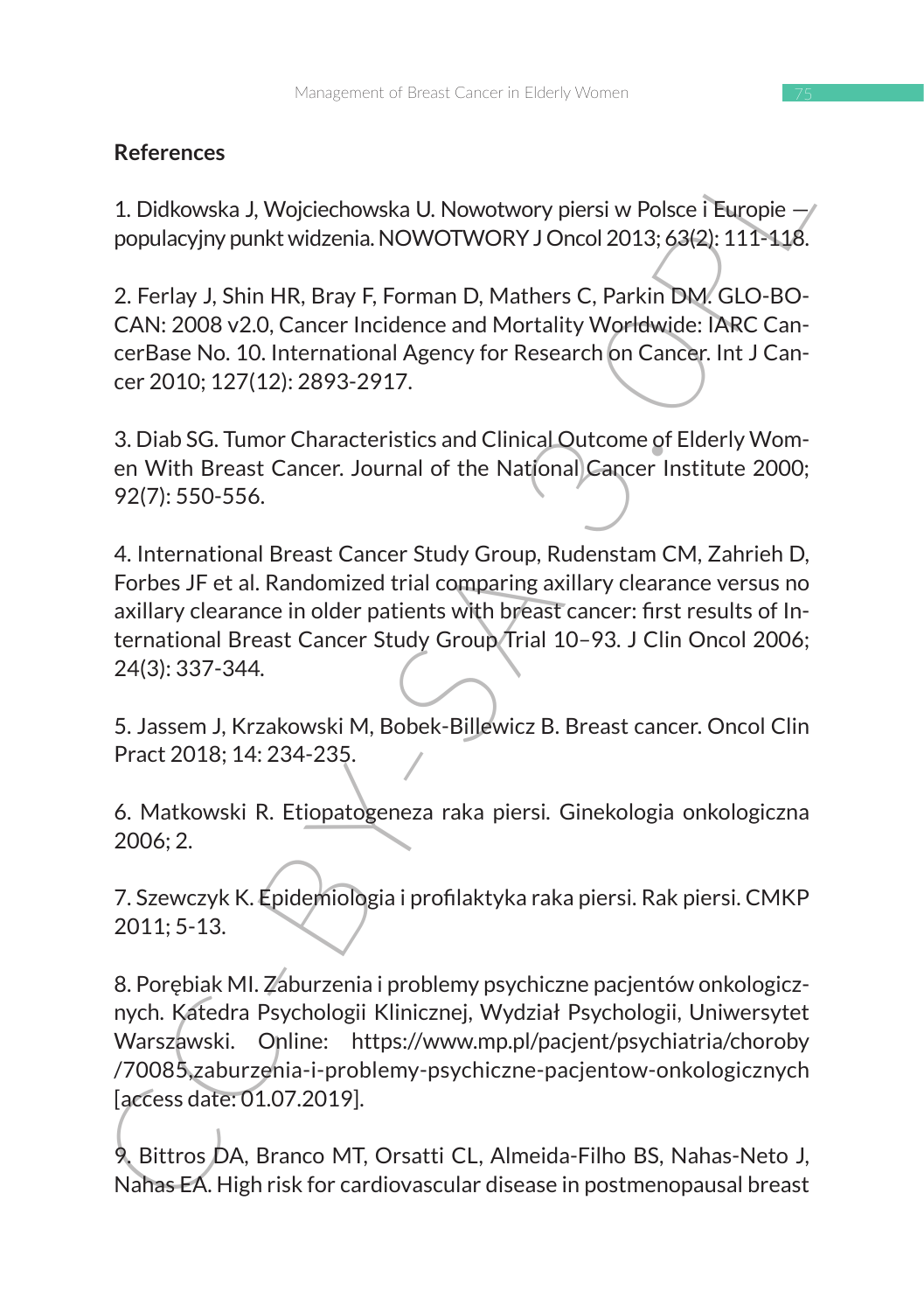## References

1. Didkowska J, Wojciechowska U. Nowotwory piersi w Polsce i Europie — populacyjny punkt widzenia. NOWOTWORY J Oncol 2013; 63(2): 111-118.

2. Ferlay J, Shin HR, Bray F, Forman D, Mathers C, Parkin DM. GLO-BOCAN: 2008 v2.0, Cancer Incidence and Mortality Worldwide: IARC CancerBase No. 10. International Agency for Research on Cancer. Int J Cancer 2010; 127(12): 2893-2917.

3. Diab SG. Tumor Characteristics and Clinical Outcome of Elderly Women With Breast Cancer. Journal of the National Cancer Institute 2000; 92(7): 550-556.

4. International Breast Cancer Study Group, Rudenstam CM, Zahrieh D, Forbes JF et al. Randomized trial comparing axillary clearance versus no axillary clearance in older patients with breast cancer: first results of International Breast Cancer Study Group Trial 10–93. J Clin Oncol 2006; 24(3): 337-344.

5. Jassem J, Krzakowski M, Bobek-Billewicz B. Breast cancer. Oncol Clin Pract 2018; 14: 234-235.

6. Matkowski R. Etiopatogeneza raka piersi. Ginekologia onkologiczna 2006; 2.

7. Szewczyk K. Epidemiologia i profilaktyka raka piersi. Rak piersi. CMKP 2011; 5-13.

8. Porębiak MI. Zaburzenia i problemy psychiczne pacjentów onkologicznych. Katedra Psychologii Klinicznej, Wydział Psychologii, Uniwersytet Warszawski. Online: https://www.mp.pl/pacjent/psychiatria/choroby/70085,zaburzenia-i-problemy-psychiczne-pacjentow-onkologicznych [access date: 01.07.2019].

9. Bittros DA, Branco MT, Orsatti CL, Almeida-Filho BS, Nahas-Neto J, Nahas EA. High risk for cardiovascular disease in postmenopausal breast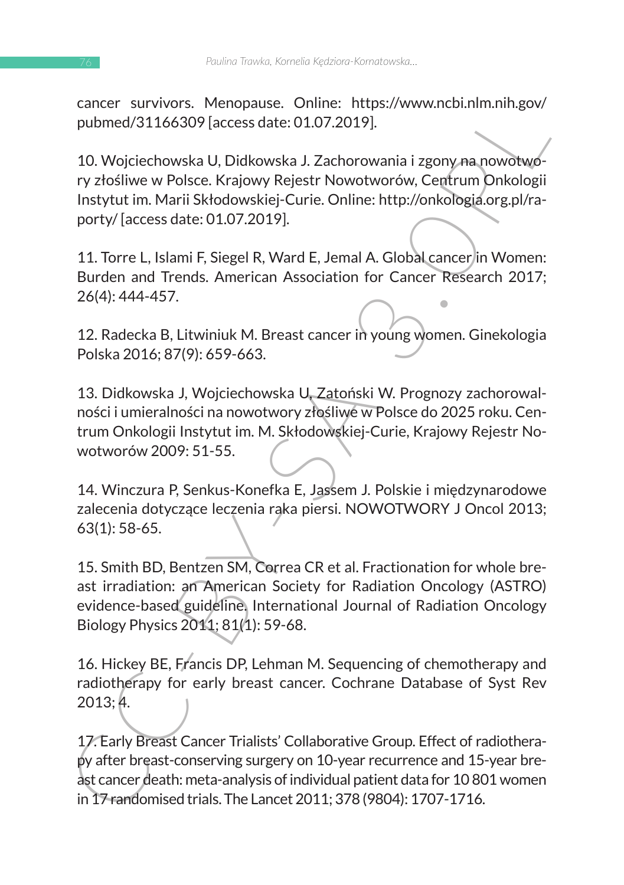cancer survivors. Menopause. Online: https://www.ncbi.nlm.nih.gov/pubmed/31166309 [access date: 01.07.2019].

10. Wojciechowska U, Didkowska J. Zachorowania i zgony na nowotwory złośliwe w Polsce. Krajowy Rejestr Nowotworów, Centrum Onkologii Instytut im. Marii Skłodowskiej-Curie. Online: http://onkologia.org.pl/raporty/ [access date: 01.07.2019].

11. Torre L, Islami F, Siegel R, Ward E, Jemal A. Global cancer in Women: Burden and Trends. American Association for Cancer Research 2017; 26(4): 444-457.

12. Radecka B, Litwiniuk M. Breast cancer in young women. Ginekologia Polska 2016; 87(9): 659-663.

13. Didkowska J, Wojciechowska U, Zatoński W. Prognozy zachorowalności i umieralności na nowotwory złośliwe w Polsce do 2025 roku. Centrum Onkologii Instytut im. M. Skłodowskiej-Curie, Krajowy Rejestr Nowotworów 2009: 51-55.

14. Winczura P, Senkus-Konefka E, Jassem J. Polskie i międzynarodowe zalecenia dotyczące leczenia raka piersi. NOWOTWORY J Oncol 2013; 63(1): 58-65.

15. Smith BD, Bentzen SM, Correa CR et al. Fractionation for whole breast irradiation: an American Society for Radiation Oncology (ASTRO) evidence-based guideline. International Journal of Radiation Oncology Biology Physics 2011; 81(1): 59-68.

16. Hickey BE, Francis DP, Lehman M. Sequencing of chemotherapy and radiotherapy for early breast cancer. Cochrane Database of Syst Rev 2013; 4.

17. Early Breast Cancer Trialists' Collaborative Group. Effect of radiotherapy after breast-conserving surgery on 10-year recurrence and 15-year breast cancer death: meta-analysis of individual patient data for 10 801 women in 17 randomised trials. The Lancet 2011; 378 (9804): 1707-1716.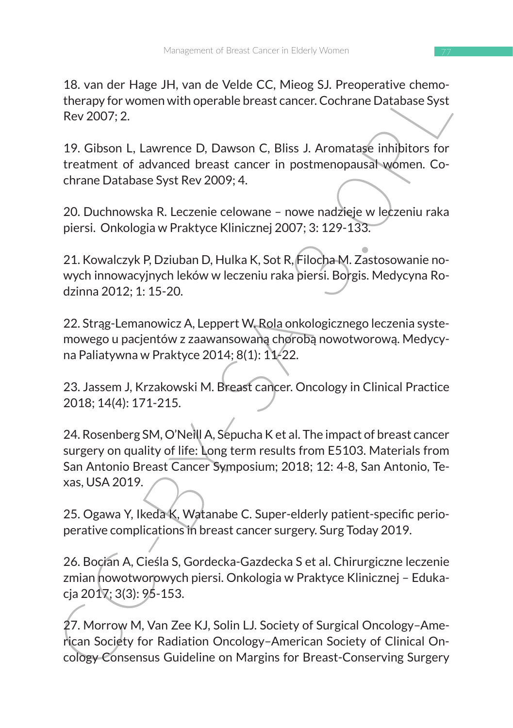18. van der Hage JH, van de Velde CC, Mieog SJ. Preoperative chemotherapy for women with operable breast cancer. Cochrane Database Syst Rev 2007; 2.

19. Gibson L, Lawrence D, Dawson C, Bliss J. Aromatase inhibitors for treatment of advanced breast cancer in postmenopausal women. Cochrane Database Syst Rev 2009; 4.

20. Duchnowska R. Leczenie celowane – nowe nadzieje w leczeniu raka piersi. Onkologia w Praktyce Klinicznej 2007; 3: 129-133.

21. Kowalczyk P, Dziuban D, Hulka K, Sot R, Filocha M. Zastosowanie nowych innowacyjnych leków w leczeniu raka piersi. Borgis. Medycyna Rodzinna 2012; 1: 15-20.

22. Strąg-Lemanowicz A, Leppert W. Rola onkologicznego leczenia systemowego u pacjentów z zaawansowaną chorobą nowotworową. Medycyna Paliatywna w Praktyce 2014; 8(1): 11-22.

23. Jassem J, Krzakowski M. Breast cancer. Oncology in Clinical Practice 2018; 14(4): 171-215.

24. Rosenberg SM, O'Neill A, Sepucha K et al. The impact of breast cancer surgery on quality of life: Long term results from E5103. Materials from San Antonio Breast Cancer Symposium; 2018; 12: 4-8, San Antonio, Texas, USA 2019.

25. Ogawa Y, Ikeda K, Watanabe C. Super-elderly patient-specific perioperative complications in breast cancer surgery. Surg Today 2019.

26. Bocian A, Cieśla S, Gordecka-Gazdecka S et al. Chirurgiczne leczenie zmian nowotworowych piersi. Onkologia w Praktyce Klinicznej – Edukacja 2017; 3(3): 95-153.

27. Morrow M, Van Zee KJ, Solin LJ. Society of Surgical Oncology–American Society for Radiation Oncology–American Society of Clinical Oncology Consensus Guideline on Margins for Breast-Conserving Surgery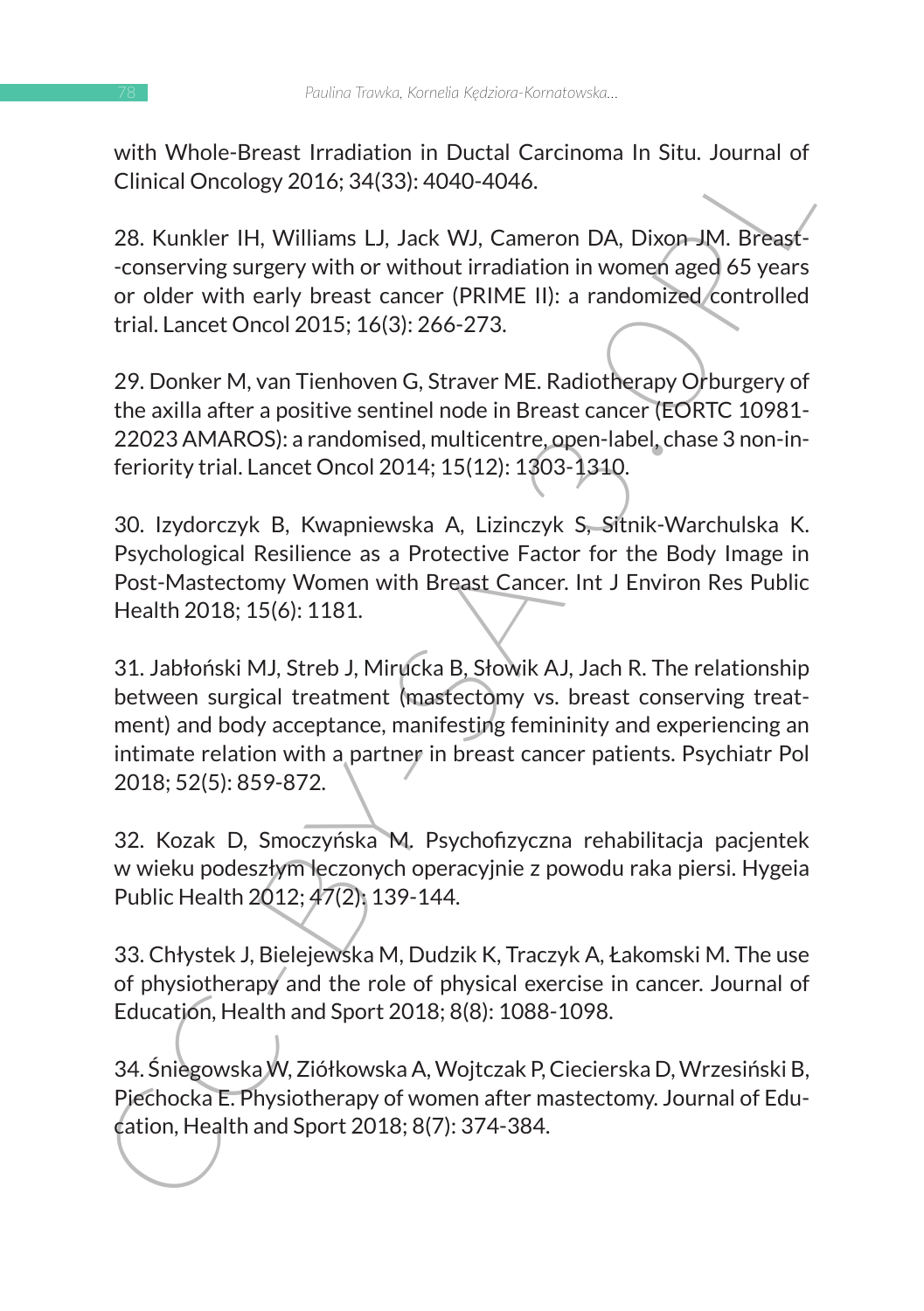with Whole-Breast Irradiation in Ductal Carcinoma In Situ. Journal of Clinical Oncology 2016; 34(33): 4040-4046.

28. Kunkler IH, Williams LJ, Jack WJ, Cameron DA, Dixon JM. Breast--conserving surgery with or without irradiation in women aged 65 years or older with early breast cancer (PRIME II): a randomized controlled trial. Lancet Oncol 2015; 16(3): 266-273.

29. Donker M, van Tienhoven G, Straver ME. Radiotherapy Orburgery of the axilla after a positive sentinel node in Breast cancer (EORTC 10981-22023 AMAROS): a randomised, multicentre, open-label, chase 3 non-inferiority trial. Lancet Oncol 2014; 15(12): 1303-1310.

30. Izydorczyk B, Kwapniewska A, Lizinczyk S, Sitnik-Warchulska K. Psychological Resilience as a Protective Factor for the Body Image in Post-Mastectomy Women with Breast Cancer. Int J Environ Res Public Health 2018; 15(6): 1181.

31. Jabłoński MJ, Streb J, Mirucka B, Słowik AJ, Jach R. The relationship between surgical treatment (mastectomy vs. breast conserving treatment) and body acceptance, manifesting femininity and experiencing an intimate relation with a partner in breast cancer patients. Psychiatr Pol 2018; 52(5): 859-872.

32. Kozak D, Smoczyńska M. Psychofizyczna rehabilitacja pacjentek w wieku podeszłym leczonych operacyjnie z powodu raka piersi. Hygeia Public Health 2012; 47(2): 139-144.

33. Chłystek J, Bielejewska M, Dudzik K, Traczyk A, Łakomski M. The use of physiotherapy and the role of physical exercise in cancer. Journal of Education, Health and Sport 2018; 8(8): 1088-1098.

34. Śniegowska W, Ziółkowska A, Wojtczak P, Ciecierska D, Wrzesiński B, Piechocka E. Physiotherapy of women after mastectomy. Journal of Education, Health and Sport 2018; 8(7): 374-384.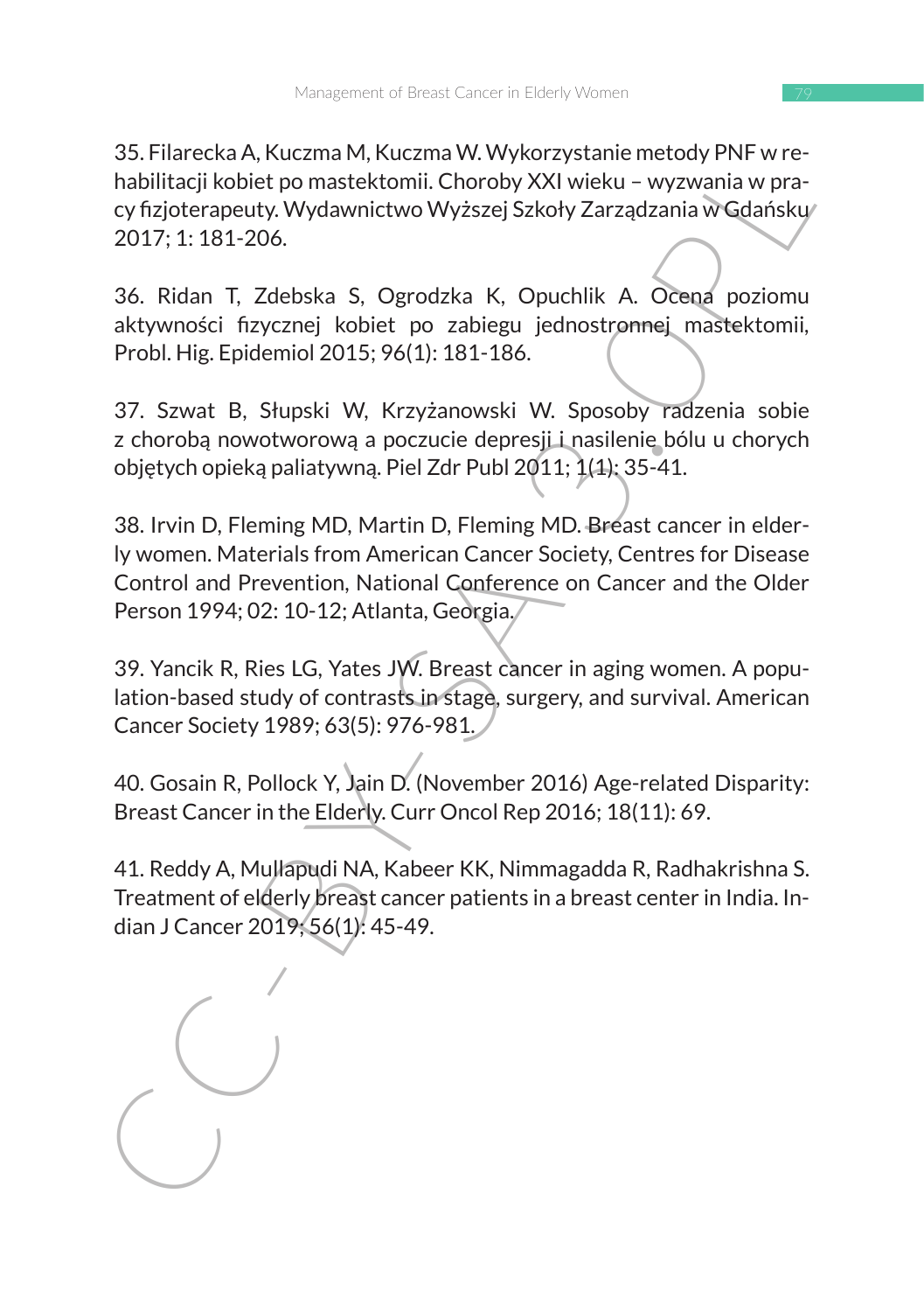35. Filarecka A, Kuczma M, Kuczma W. Wykorzystanie metody PNF w rehabilitacji kobiet po mastektomii. Choroby XXI wieku – wyzwania w pracy fizjoterapeuty. Wydawnictwo Wyższej Szkoły Zarządzania w Gdańsku 2017; 1: 181-206.

36. Ridan T, Zdebska S, Ogrodzka K, Opuchlik A. Ocena poziomu aktywności fizycznej kobiet po zabiegu jednostronnej mastektomii, Probl. Hig. Epidemiol 2015; 96(1): 181-186.

37. Szwat B, Słupski W, Krzyżanowski W. Sposoby radzenia sobie z chorobą nowotworową a poczucie depresji i nasilenie bólu u chorych objętych opieką paliatywną. Piel Zdr Publ 2011; 1(1): 35-41.

38. Irvin D, Fleming MD, Martin D, Fleming MD. Breast cancer in elderly women. Materials from American Cancer Society, Centres for Disease Control and Prevention, National Conference on Cancer and the Older Person 1994; 02: 10-12; Atlanta, Georgia.

39. Yancik R, Ries LG, Yates JW. Breast cancer in aging women. A population-based study of contrasts in stage, surgery, and survival. American Cancer Society 1989; 63(5): 976-981.

40. Gosain R, Pollock Y, Jain D. (November 2016) Age-related Disparity: Breast Cancer in the Elderly. Curr Oncol Rep 2016; 18(11): 69.

41. Reddy A, Mullapudi NA, Kabeer KK, Nimmagadda R, Radhakrishna S. Treatment of elderly breast cancer patients in a breast center in India. Indian J Cancer 2019; 56(1): 45-49.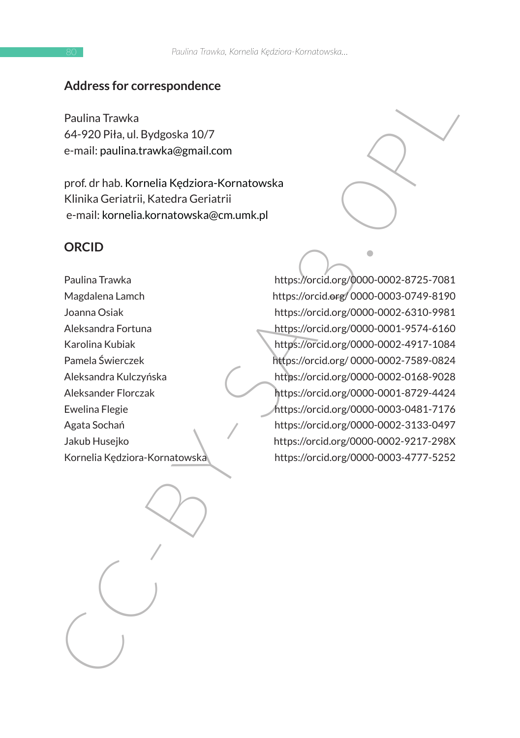## Address for correspondence

Paulina Trawka
64-920 Piła, ul. Bydgoska 10/7
e-mail: paulina.trawka@gmail.com

prof. dr hab. Kornelia Kędziora-Kornatowska
Klinika Geriatrii, Katedra Geriatrii
e-mail: kornelia.kornatowska@cm.umk.pl

## ORCID

| | |
|---|---|
| Paulina Trawka | https://orcid.org/0000-0002-8725-7081 |
| Magdalena Lamch | https://orcid.org/ 0000-0003-0749-8190 |
| Joanna Osiak | https://orcid.org/0000-0002-6310-9981 |
| Aleksandra Fortuna | https://orcid.org/0000-0001-9574-6160 |
| Karolina Kubiak | https://orcid.org/0000-0002-4917-1084 |
| Pamela Świerczek | https://orcid.org/ 0000-0002-7589-0824 |
| Aleksandra Kulczyńska | https://orcid.org/0000-0002-0168-9028 |
| Aleksander Florczak | https://orcid.org/0000-0001-8729-4424 |
| Ewelina Flegie | https://orcid.org/0000-0003-0481-7176 |
| Agata Sochań | https://orcid.org/0000-0002-3133-0497 |
| Jakub Husejko | https://orcid.org/0000-0002-9217-298X |
| Kornelia Kędziora-Kornatowska | https://orcid.org/0000-0003-4777-5252 |